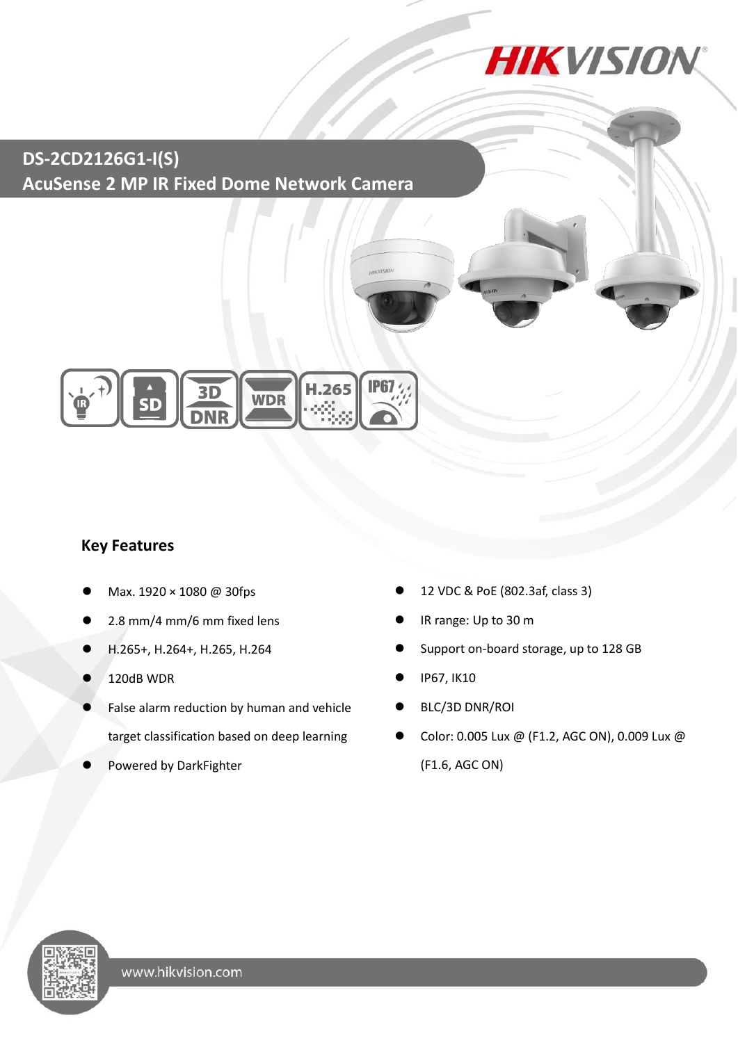# DS-2CD2126G1-I(S)

## AcuSense 2 MP IR Fixed Dome Network Camera

### Key Features

- Max. 1920 × 1080 @ 30fps
- 2.8 mm/4 mm/6 mm fixed lens
- H.265+, H.264+, H.265, H.264
- 120dB WDR
- False alarm reduction by human and vehicle target classification based on deep learning
- Powered by DarkFighter
- 12 VDC & PoE (802.3af, class 3)
- IR range: Up to 30 m
- Support on-board storage, up to 128 GB
- IP67, IK10
- BLC/3D DNR/ROI
- Color: 0.005 Lux @ (F1.2, AGC ON), 0.009 Lux @ (F1.6, AGC ON)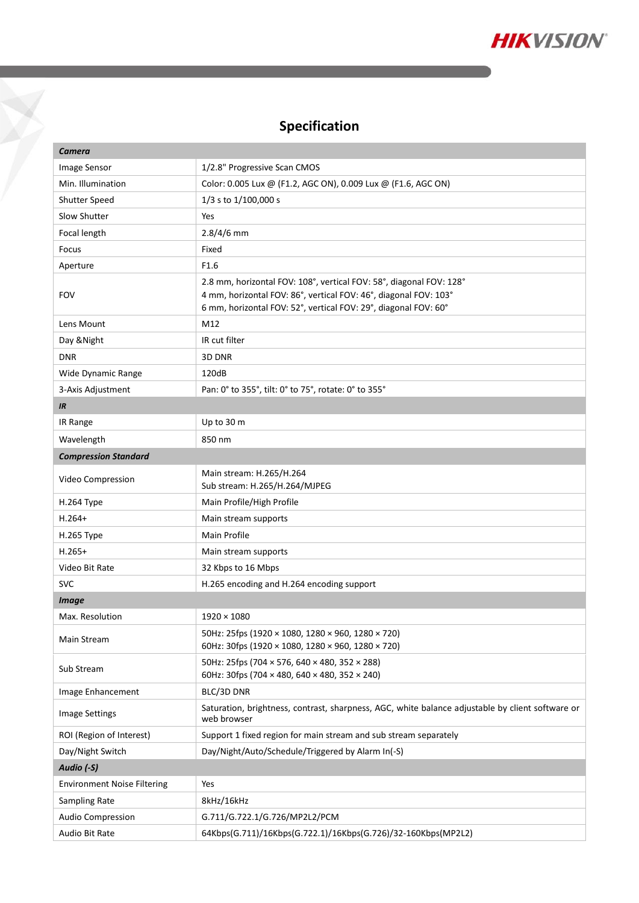## Specification

| **Camera** | |
|---|---|
| Image Sensor | 1/2.8" Progressive Scan CMOS |
| Min. Illumination | Color: 0.005 Lux @ (F1.2, AGC ON), 0.009 Lux @ (F1.6, AGC ON) |
| Shutter Speed | 1/3 s to 1/100,000 s |
| Slow Shutter | Yes |
| Focal length | 2.8/4/6 mm |
| Focus | Fixed |
| Aperture | F1.6 |
| FOV | 2.8 mm, horizontal FOV: 108°, vertical FOV: 58°, diagonal FOV: 128°<br>4 mm, horizontal FOV: 86°, vertical FOV: 46°, diagonal FOV: 103°<br>6 mm, horizontal FOV: 52°, vertical FOV: 29°, diagonal FOV: 60° |
| Lens Mount | M12 |
| Day &Night | IR cut filter |
| DNR | 3D DNR |
| Wide Dynamic Range | 120dB |
| 3-Axis Adjustment | Pan: 0° to 355°, tilt: 0° to 75°, rotate: 0° to 355° |
| ***IR*** | |
| IR Range | Up to 30 m |
| Wavelength | 850 nm |
| ***Compression Standard*** | |
| Video Compression | Main stream: H.265/H.264<br>Sub stream: H.265/H.264/MJPEG |
| H.264 Type | Main Profile/High Profile |
| H.264+ | Main stream supports |
| H.265 Type | Main Profile |
| H.265+ | Main stream supports |
| Video Bit Rate | 32 Kbps to 16 Mbps |
| SVC | H.265 encoding and H.264 encoding support |
| ***Image*** | |
| Max. Resolution | 1920 × 1080 |
| Main Stream | 50Hz: 25fps (1920 × 1080, 1280 × 960, 1280 × 720)<br>60Hz: 30fps (1920 × 1080, 1280 × 960, 1280 × 720) |
| Sub Stream | 50Hz: 25fps (704 × 576, 640 × 480, 352 × 288)<br>60Hz: 30fps (704 × 480, 640 × 480, 352 × 240) |
| Image Enhancement | BLC/3D DNR |
| Image Settings | Saturation, brightness, contrast, sharpness, AGC, white balance adjustable by client software or web browser |
| ROI (Region of Interest) | Support 1 fixed region for main stream and sub stream separately |
| Day/Night Switch | Day/Night/Auto/Schedule/Triggered by Alarm In(-S) |
| ***Audio (-S)*** | |
| Environment Noise Filtering | Yes |
| Sampling Rate | 8kHz/16kHz |
| Audio Compression | G.711/G.722.1/G.726/MP2L2/PCM |
| Audio Bit Rate | 64Kbps(G.711)/16Kbps(G.722.1)/16Kbps(G.726)/32-160Kbps(MP2L2) |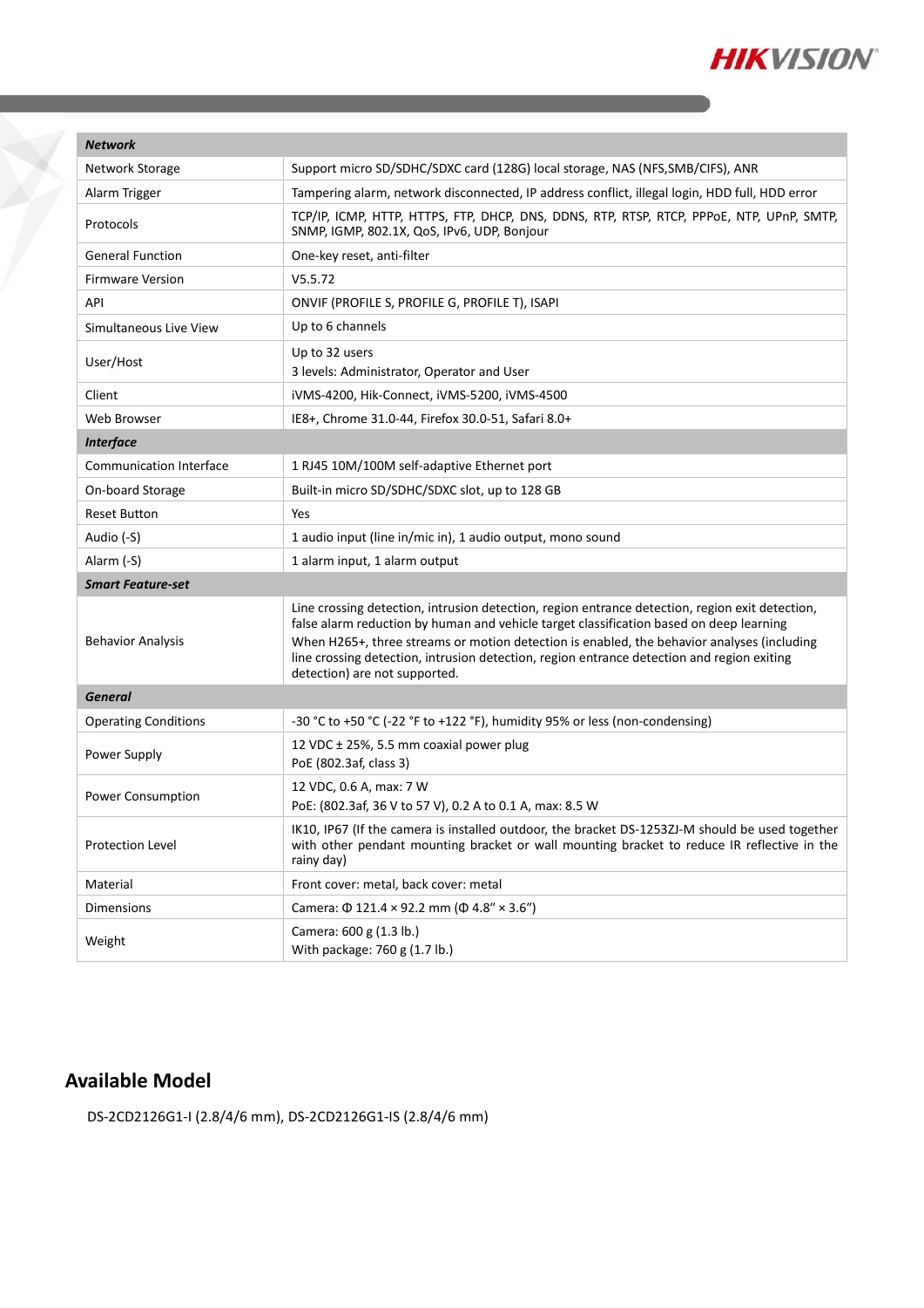| **Network** | |
|---|---|
| Network Storage | Support micro SD/SDHC/SDXC card (128G) local storage, NAS (NFS,SMB/CIFS), ANR |
| Alarm Trigger | Tampering alarm, network disconnected, IP address conflict, illegal login, HDD full, HDD error |
| Protocols | TCP/IP, ICMP, HTTP, HTTPS, FTP, DHCP, DNS, DDNS, RTP, RTSP, RTCP, PPPoE, NTP, UPnP, SMTP, SNMP, IGMP, 802.1X, QoS, IPv6, UDP, Bonjour |
| General Function | One-key reset, anti-filter |
| Firmware Version | V5.5.72 |
| API | ONVIF (PROFILE S, PROFILE G, PROFILE T), ISAPI |
| Simultaneous Live View | Up to 6 channels |
| User/Host | Up to 32 users<br>3 levels: Administrator, Operator and User |
| Client | iVMS-4200, Hik-Connect, iVMS-5200, iVMS-4500 |
| Web Browser | IE8+, Chrome 31.0-44, Firefox 30.0-51, Safari 8.0+ |
| **Interface** | |
| Communication Interface | 1 RJ45 10M/100M self-adaptive Ethernet port |
| On-board Storage | Built-in micro SD/SDHC/SDXC slot, up to 128 GB |
| Reset Button | Yes |
| Audio (-S) | 1 audio input (line in/mic in), 1 audio output, mono sound |
| Alarm (-S) | 1 alarm input, 1 alarm output |
| **Smart Feature-set** | |
| Behavior Analysis | Line crossing detection, intrusion detection, region entrance detection, region exit detection, false alarm reduction by human and vehicle target classification based on deep learning<br>When H265+, three streams or motion detection is enabled, the behavior analyses (including line crossing detection, intrusion detection, region entrance detection and region exiting detection) are not supported. |
| **General** | |
| Operating Conditions | -30 °C to +50 °C (-22 °F to +122 °F), humidity 95% or less (non-condensing) |
| Power Supply | 12 VDC ± 25%, 5.5 mm coaxial power plug<br>PoE (802.3af, class 3) |
| Power Consumption | 12 VDC, 0.6 A, max: 7 W<br>PoE: (802.3af, 36 V to 57 V), 0.2 A to 0.1 A, max: 8.5 W |
| Protection Level | IK10, IP67 (If the camera is installed outdoor, the bracket DS-1253ZJ-M should be used together with other pendant mounting bracket or wall mounting bracket to reduce IR reflective in the rainy day) |
| Material | Front cover: metal, back cover: metal |
| Dimensions | Camera: Φ 121.4 × 92.2 mm (Φ 4.8" × 3.6") |
| Weight | Camera: 600 g (1.3 lb.)<br>With package: 760 g (1.7 lb.) |

## Available Model

DS-2CD2126G1-I (2.8/4/6 mm), DS-2CD2126G1-IS (2.8/4/6 mm)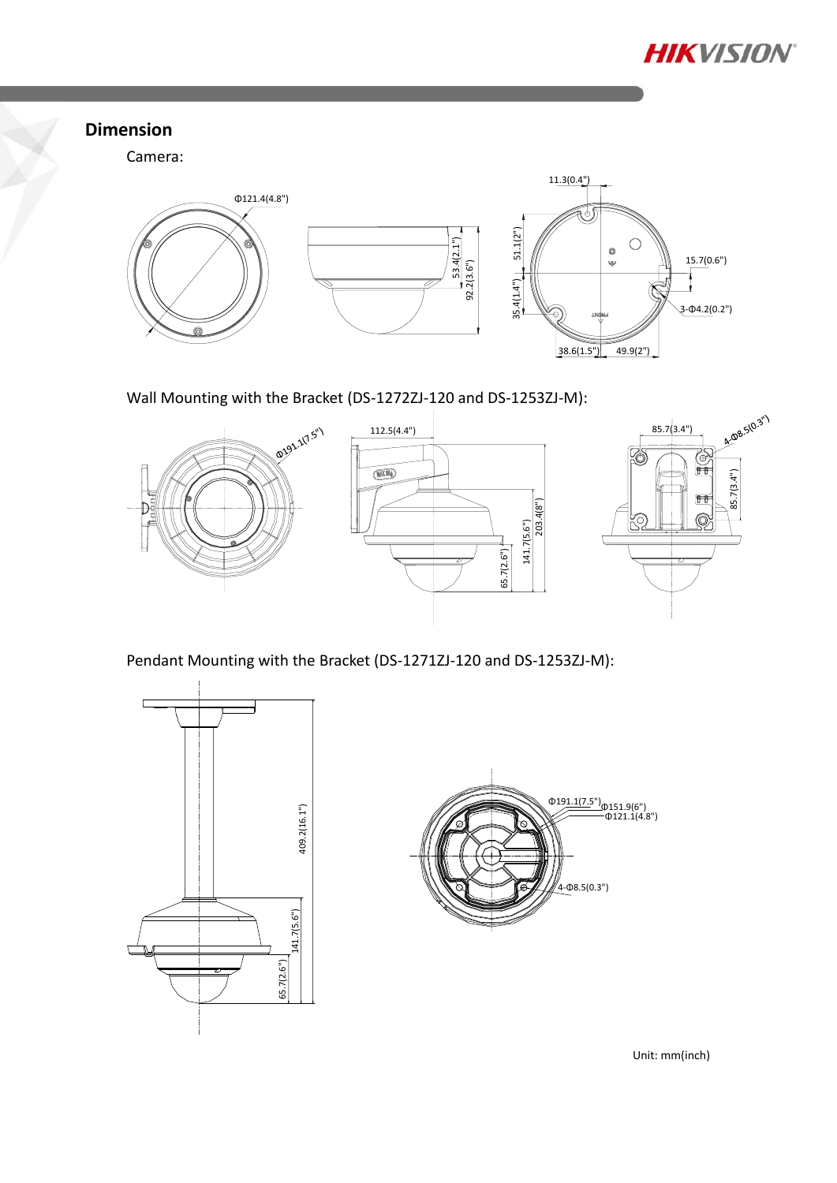## Dimension

Camera:

Wall Mounting with the Bracket (DS-1272ZJ-120 and DS-1253ZJ-M):

Pendant Mounting with the Bracket (DS-1271ZJ-120 and DS-1253ZJ-M):

Unit: mm(inch)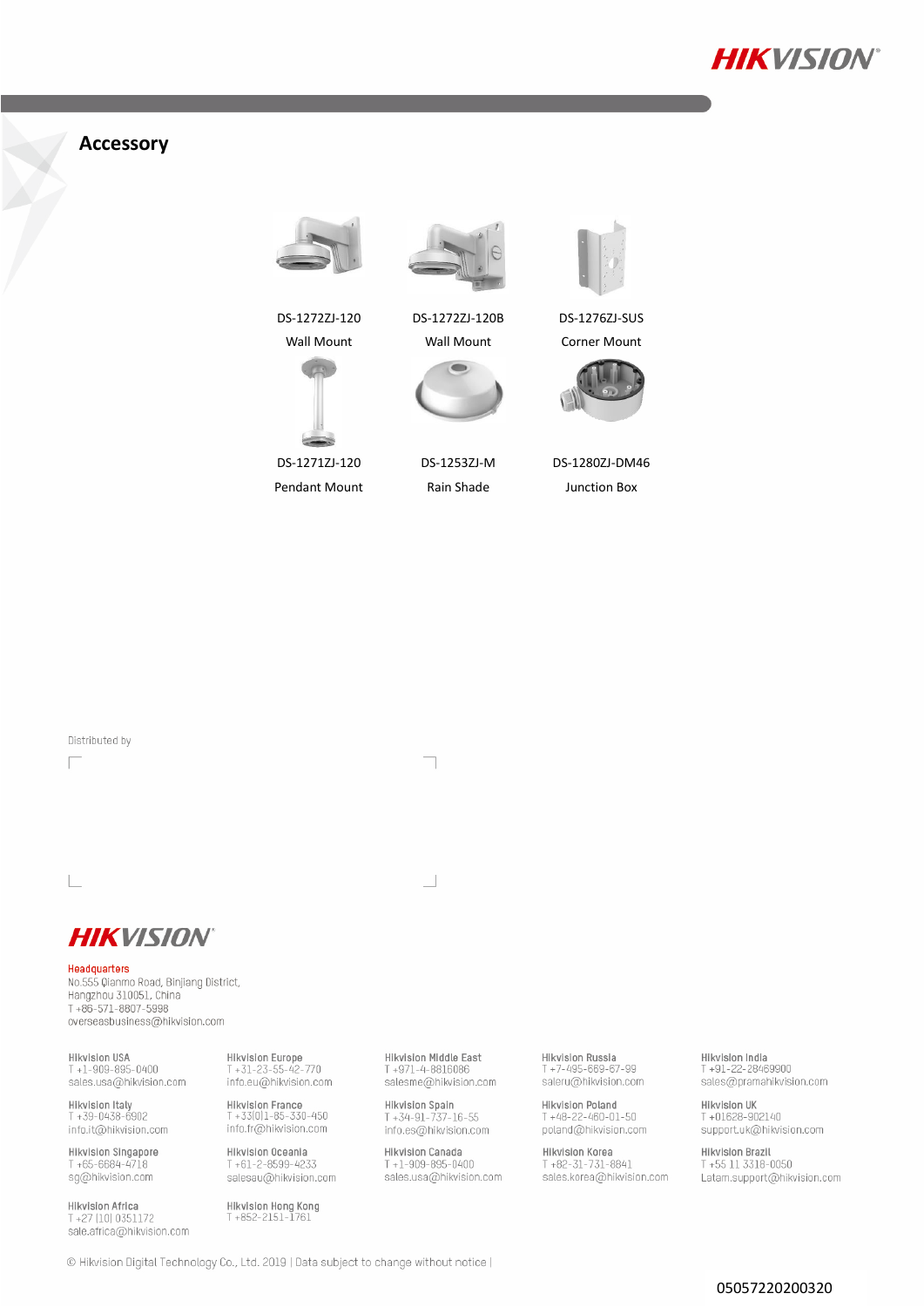## Accessory

| | | |
|---|---|---|
| DS-1272ZJ-120<br>Wall Mount | DS-1272ZJ-120B<br>Wall Mount | DS-1276ZJ-SUS<br>Corner Mount |
| DS-1271ZJ-120<br>Pendant Mount | DS-1253ZJ-M<br>Rain Shade | DS-1280ZJ-DM46<br>Junction Box |

Distributed by

**HIKVISION**

**Headquarters**
No.555 Qianmo Road, Binjiang District,
Hangzhou 310051, China
T +86-571-8807-5998
overseasbusiness@hikvision.com

**Hikvision USA**
T +1-909-895-0400
sales.usa@hikvision.com

**Hikvision Europe**
T +31-23-55-42-770
info.eu@hikvision.com

**Hikvision Middle East**
T +971-4-8816086
salesme@hikvision.com

**Hikvision Russia**
T +7-495-669-67-99
saleru@hikvision.com

**Hikvision India**
T +91-22-28469900
sales@pramahikvision.com

**Hikvision Italy**
T +39-0438-6902
info.it@hikvision.com

**Hikvision France**
T +33(0)1-85-330-450
info.fr@hikvision.com

**Hikvision Spain**
T +34-91-737-16-55
info.es@hikvision.com

**Hikvision Poland**
T +48-22-460-01-50
poland@hikvision.com

**Hikvision UK**
T +01628-902140
support.uk@hikvision.com

**Hikvision Singapore**
T +65-6684-4718
sg@hikvision.com

**Hikvision Oceania**
T +61-2-8599-4233
salesau@hikvision.com

**Hikvision Canada**
T +1-909-895-0400
sales.usa@hikvision.com

**Hikvision Korea**
T +82-31-731-8841
sales.korea@hikvision.com

**Hikvision Brazil**
T +55 11 3318-0050
Latam.support@hikvision.com

**Hikvision Africa**
T +27 (10) 0351172
sale.africa@hikvision.com

**Hikvision Hong Kong**
T +852-2151-1761

© Hikvision Digital Technology Co., Ltd. 2019 | Data subject to change without notice |

05057220200320